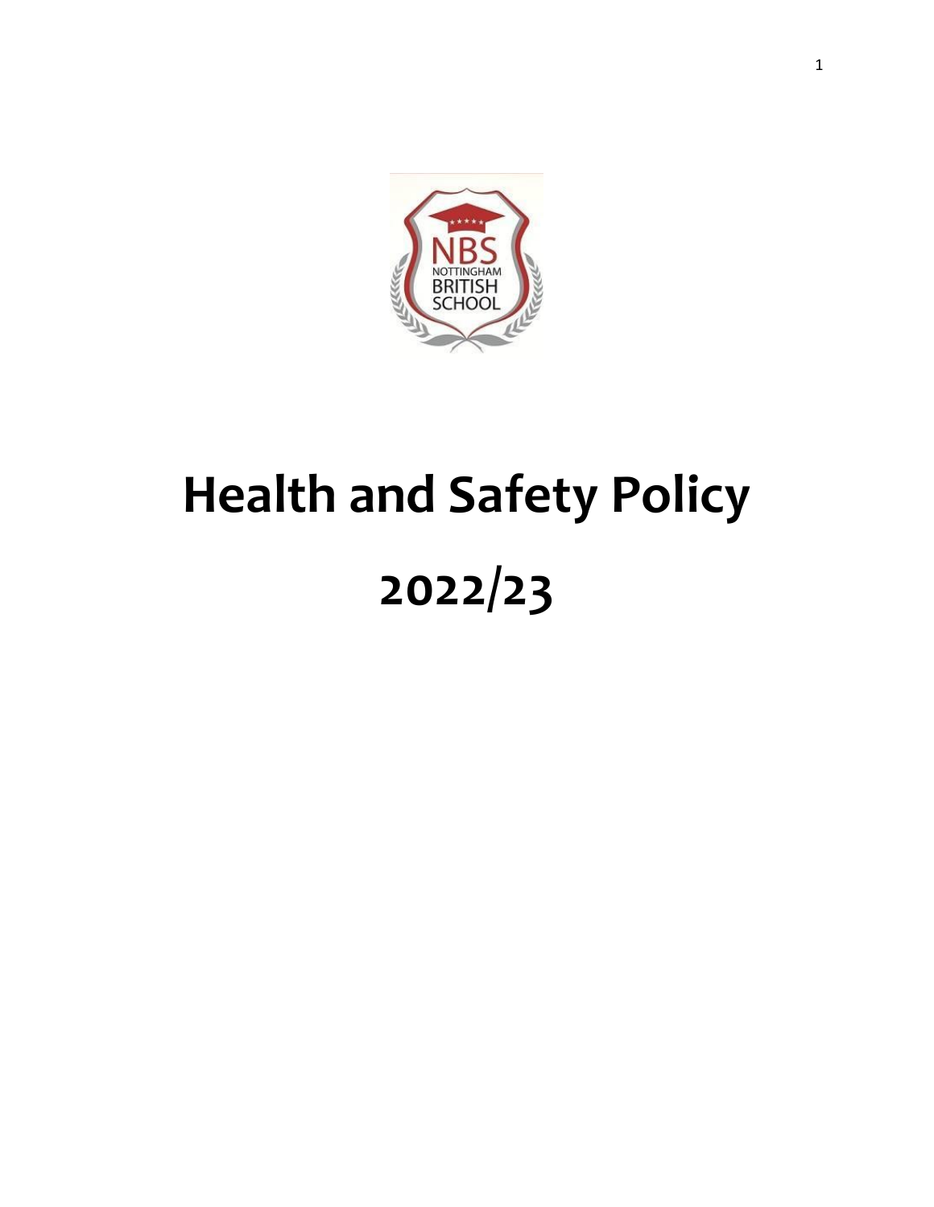# Health and Safety Policy

# 2022/23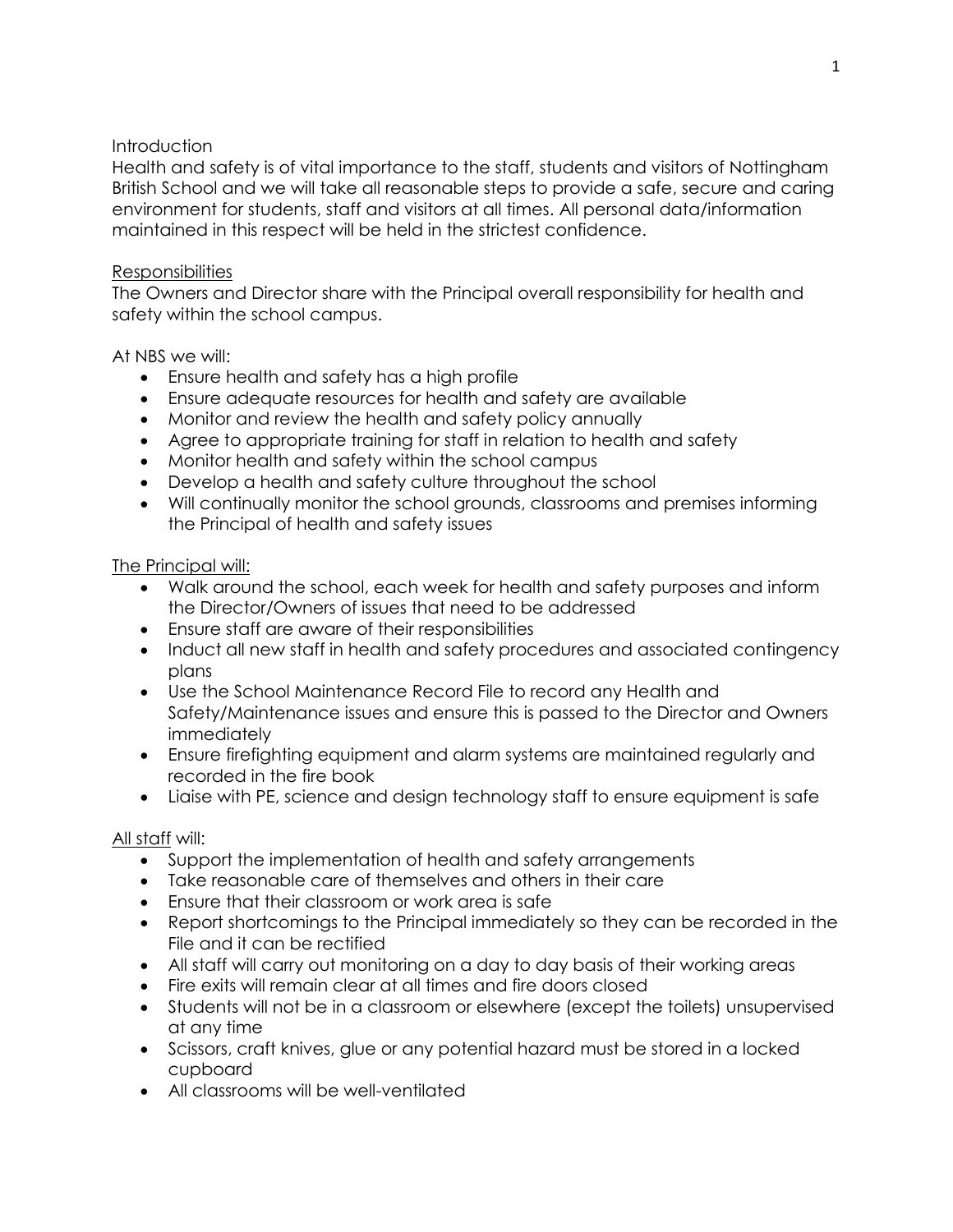Introduction

Health and safety is of vital importance to the staff, students and visitors of Nottingham British School and we will take all reasonable steps to provide a safe, secure and caring environment for students, staff and visitors at all times. All personal data/information maintained in this respect will be held in the strictest confidence.

<u>Responsibilities</u>

The Owners and Director share with the Principal overall responsibility for health and safety within the school campus.

At NBS we will:

- Ensure health and safety has a high profile
- Ensure adequate resources for health and safety are available
- Monitor and review the health and safety policy annually
- Agree to appropriate training for staff in relation to health and safety
- Monitor health and safety within the school campus
- Develop a health and safety culture throughout the school
- Will continually monitor the school grounds, classrooms and premises informing the Principal of health and safety issues

<u>The Principal will:</u>

- Walk around the school, each week for health and safety purposes and inform the Director/Owners of issues that need to be addressed
- Ensure staff are aware of their responsibilities
- Induct all new staff in health and safety procedures and associated contingency plans
- Use the School Maintenance Record File to record any Health and Safety/Maintenance issues and ensure this is passed to the Director and Owners immediately
- Ensure firefighting equipment and alarm systems are maintained regularly and recorded in the fire book
- Liaise with PE, science and design technology staff to ensure equipment is safe

<u>All staff</u> will:

- Support the implementation of health and safety arrangements
- Take reasonable care of themselves and others in their care
- Ensure that their classroom or work area is safe
- Report shortcomings to the Principal immediately so they can be recorded in the File and it can be rectified
- All staff will carry out monitoring on a day to day basis of their working areas
- Fire exits will remain clear at all times and fire doors closed
- Students will not be in a classroom or elsewhere (except the toilets) unsupervised at any time
- Scissors, craft knives, glue or any potential hazard must be stored in a locked cupboard
- All classrooms will be well-ventilated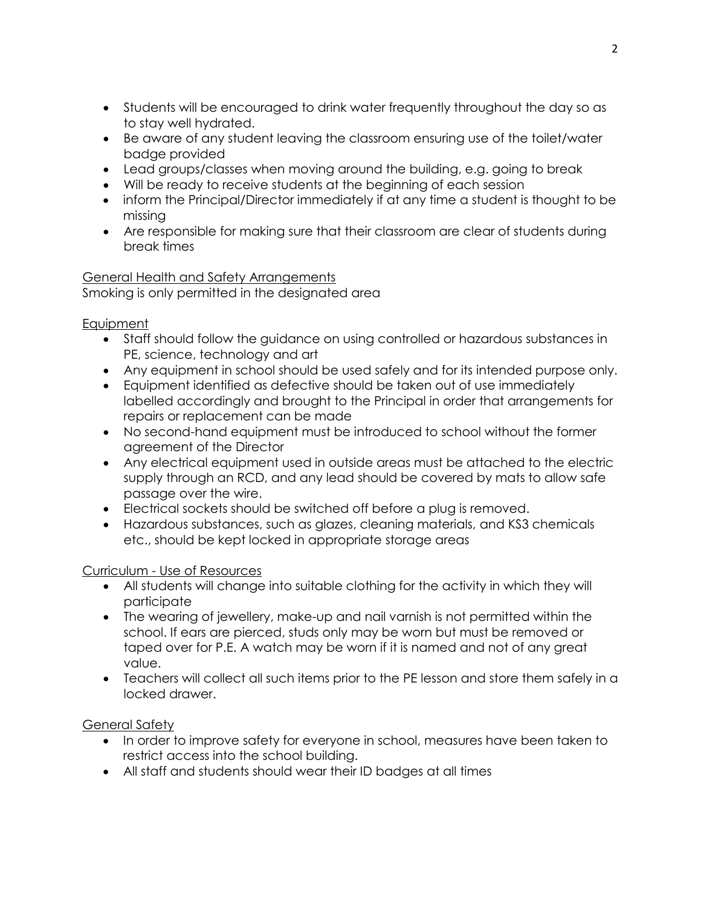- Students will be encouraged to drink water frequently throughout the day so as to stay well hydrated.
- Be aware of any student leaving the classroom ensuring use of the toilet/water badge provided
- Lead groups/classes when moving around the building, e.g. going to break
- Will be ready to receive students at the beginning of each session
- inform the Principal/Director immediately if at any time a student is thought to be missing
- Are responsible for making sure that their classroom are clear of students during break times

<u>General Health and Safety Arrangements</u>

Smoking is only permitted in the designated area

<u>Equipment</u>

- Staff should follow the guidance on using controlled or hazardous substances in PE, science, technology and art
- Any equipment in school should be used safely and for its intended purpose only.
- Equipment identified as defective should be taken out of use immediately labelled accordingly and brought to the Principal in order that arrangements for repairs or replacement can be made
- No second-hand equipment must be introduced to school without the former agreement of the Director
- Any electrical equipment used in outside areas must be attached to the electric supply through an RCD, and any lead should be covered by mats to allow safe passage over the wire.
- Electrical sockets should be switched off before a plug is removed.
- Hazardous substances, such as glazes, cleaning materials, and KS3 chemicals etc., should be kept locked in appropriate storage areas

<u>Curriculum - Use of Resources</u>

- All students will change into suitable clothing for the activity in which they will participate
- The wearing of jewellery, make-up and nail varnish is not permitted within the school. If ears are pierced, studs only may be worn but must be removed or taped over for P.E. A watch may be worn if it is named and not of any great value.
- Teachers will collect all such items prior to the PE lesson and store them safely in a locked drawer.

<u>General Safety</u>

- In order to improve safety for everyone in school, measures have been taken to restrict access into the school building.
- All staff and students should wear their ID badges at all times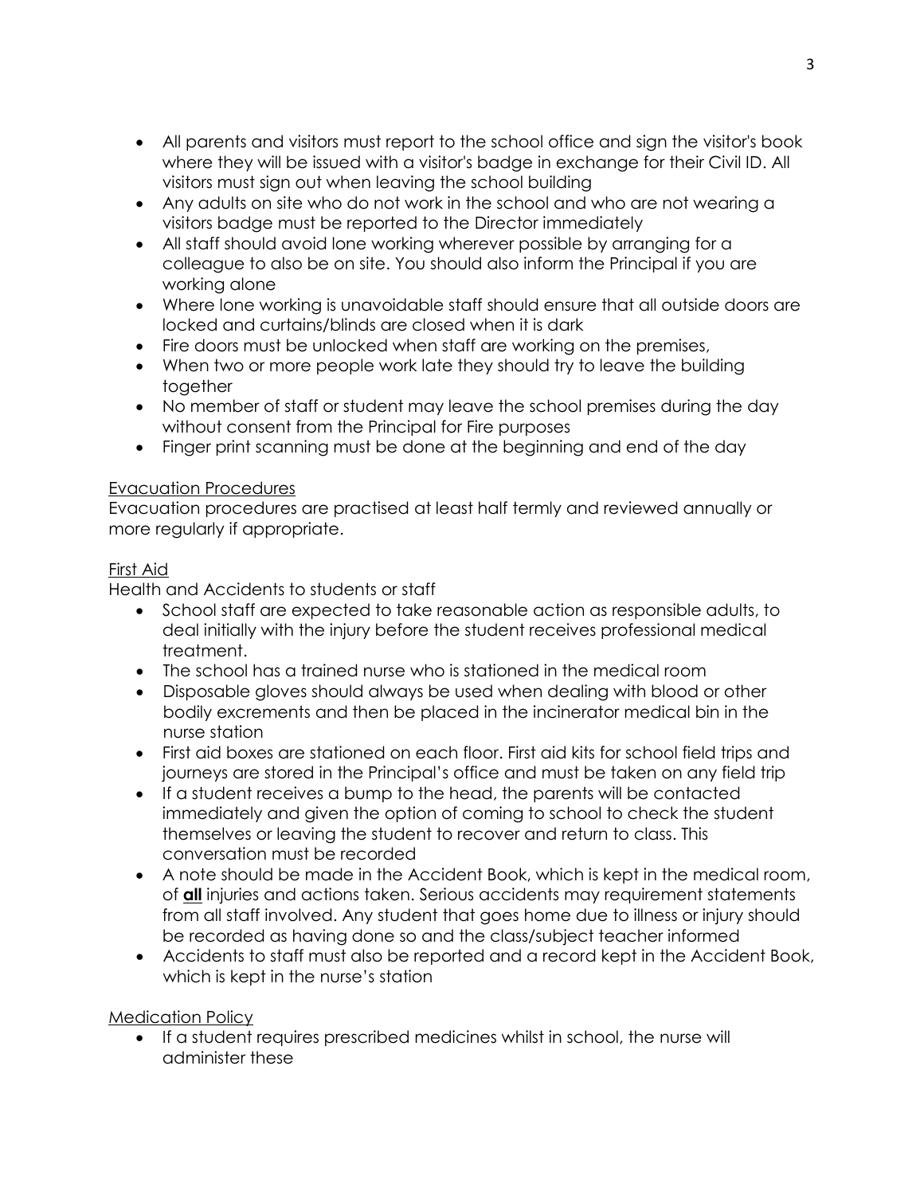- All parents and visitors must report to the school office and sign the visitor's book where they will be issued with a visitor's badge in exchange for their Civil ID. All visitors must sign out when leaving the school building
- Any adults on site who do not work in the school and who are not wearing a visitors badge must be reported to the Director immediately
- All staff should avoid lone working wherever possible by arranging for a colleague to also be on site. You should also inform the Principal if you are working alone
- Where lone working is unavoidable staff should ensure that all outside doors are locked and curtains/blinds are closed when it is dark
- Fire doors must be unlocked when staff are working on the premises,
- When two or more people work late they should try to leave the building together
- No member of staff or student may leave the school premises during the day without consent from the Principal for Fire purposes
- Finger print scanning must be done at the beginning and end of the day

<u>Evacuation Procedures</u>

Evacuation procedures are practised at least half termly and reviewed annually or more regularly if appropriate.

<u>First Aid</u>

Health and Accidents to students or staff

- School staff are expected to take reasonable action as responsible adults, to deal initially with the injury before the student receives professional medical treatment.
- The school has a trained nurse who is stationed in the medical room
- Disposable gloves should always be used when dealing with blood or other bodily excrements and then be placed in the incinerator medical bin in the nurse station
- First aid boxes are stationed on each floor. First aid kits for school field trips and journeys are stored in the Principal's office and must be taken on any field trip
- If a student receives a bump to the head, the parents will be contacted immediately and given the option of coming to school to check the student themselves or leaving the student to recover and return to class. This conversation must be recorded
- A note should be made in the Accident Book, which is kept in the medical room, of **<u>all</u>** injuries and actions taken. Serious accidents may requirement statements from all staff involved. Any student that goes home due to illness or injury should be recorded as having done so and the class/subject teacher informed
- Accidents to staff must also be reported and a record kept in the Accident Book, which is kept in the nurse's station

<u>Medication Policy</u>

- If a student requires prescribed medicines whilst in school, the nurse will administer these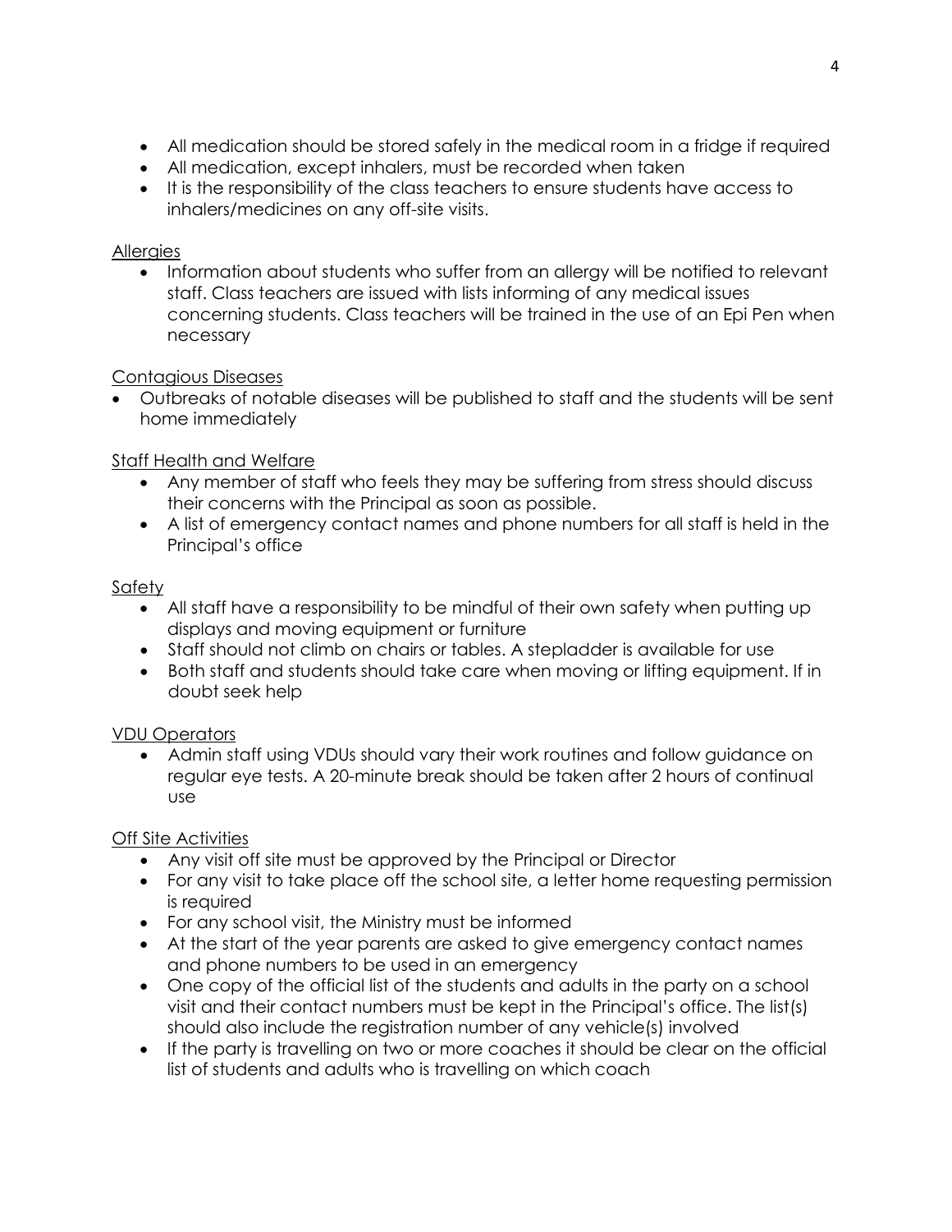- All medication should be stored safely in the medical room in a fridge if required
- All medication, except inhalers, must be recorded when taken
- It is the responsibility of the class teachers to ensure students have access to inhalers/medicines on any off-site visits.

<u>Allergies</u>

- Information about students who suffer from an allergy will be notified to relevant staff. Class teachers are issued with lists informing of any medical issues concerning students. Class teachers will be trained in the use of an Epi Pen when necessary

<u>Contagious Diseases</u>

- Outbreaks of notable diseases will be published to staff and the students will be sent home immediately

<u>Staff Health and Welfare</u>

- Any member of staff who feels they may be suffering from stress should discuss their concerns with the Principal as soon as possible.
- A list of emergency contact names and phone numbers for all staff is held in the Principal's office

<u>Safety</u>

- All staff have a responsibility to be mindful of their own safety when putting up displays and moving equipment or furniture
- Staff should not climb on chairs or tables. A stepladder is available for use
- Both staff and students should take care when moving or lifting equipment. If in doubt seek help

<u>VDU Operators</u>

- Admin staff using VDUs should vary their work routines and follow guidance on regular eye tests. A 20-minute break should be taken after 2 hours of continual use

<u>Off Site Activities</u>

- Any visit off site must be approved by the Principal or Director
- For any visit to take place off the school site, a letter home requesting permission is required
- For any school visit, the Ministry must be informed
- At the start of the year parents are asked to give emergency contact names and phone numbers to be used in an emergency
- One copy of the official list of the students and adults in the party on a school visit and their contact numbers must be kept in the Principal's office. The list(s) should also include the registration number of any vehicle(s) involved
- If the party is travelling on two or more coaches it should be clear on the official list of students and adults who is travelling on which coach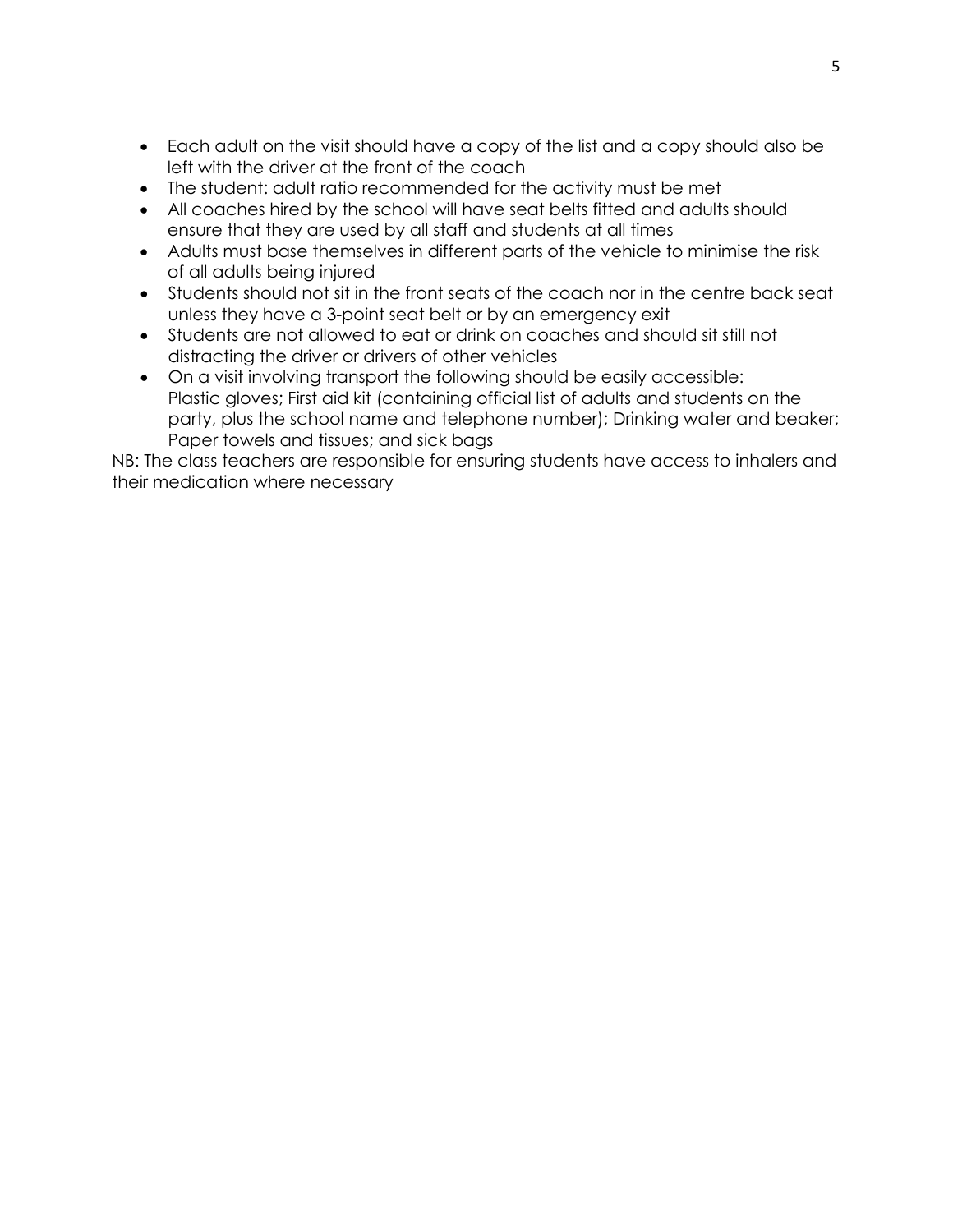- Each adult on the visit should have a copy of the list and a copy should also be left with the driver at the front of the coach
- The student: adult ratio recommended for the activity must be met
- All coaches hired by the school will have seat belts fitted and adults should ensure that they are used by all staff and students at all times
- Adults must base themselves in different parts of the vehicle to minimise the risk of all adults being injured
- Students should not sit in the front seats of the coach nor in the centre back seat unless they have a 3-point seat belt or by an emergency exit
- Students are not allowed to eat or drink on coaches and should sit still not distracting the driver or drivers of other vehicles
- On a visit involving transport the following should be easily accessible: Plastic gloves; First aid kit (containing official list of adults and students on the party, plus the school name and telephone number); Drinking water and beaker; Paper towels and tissues; and sick bags

NB: The class teachers are responsible for ensuring students have access to inhalers and their medication where necessary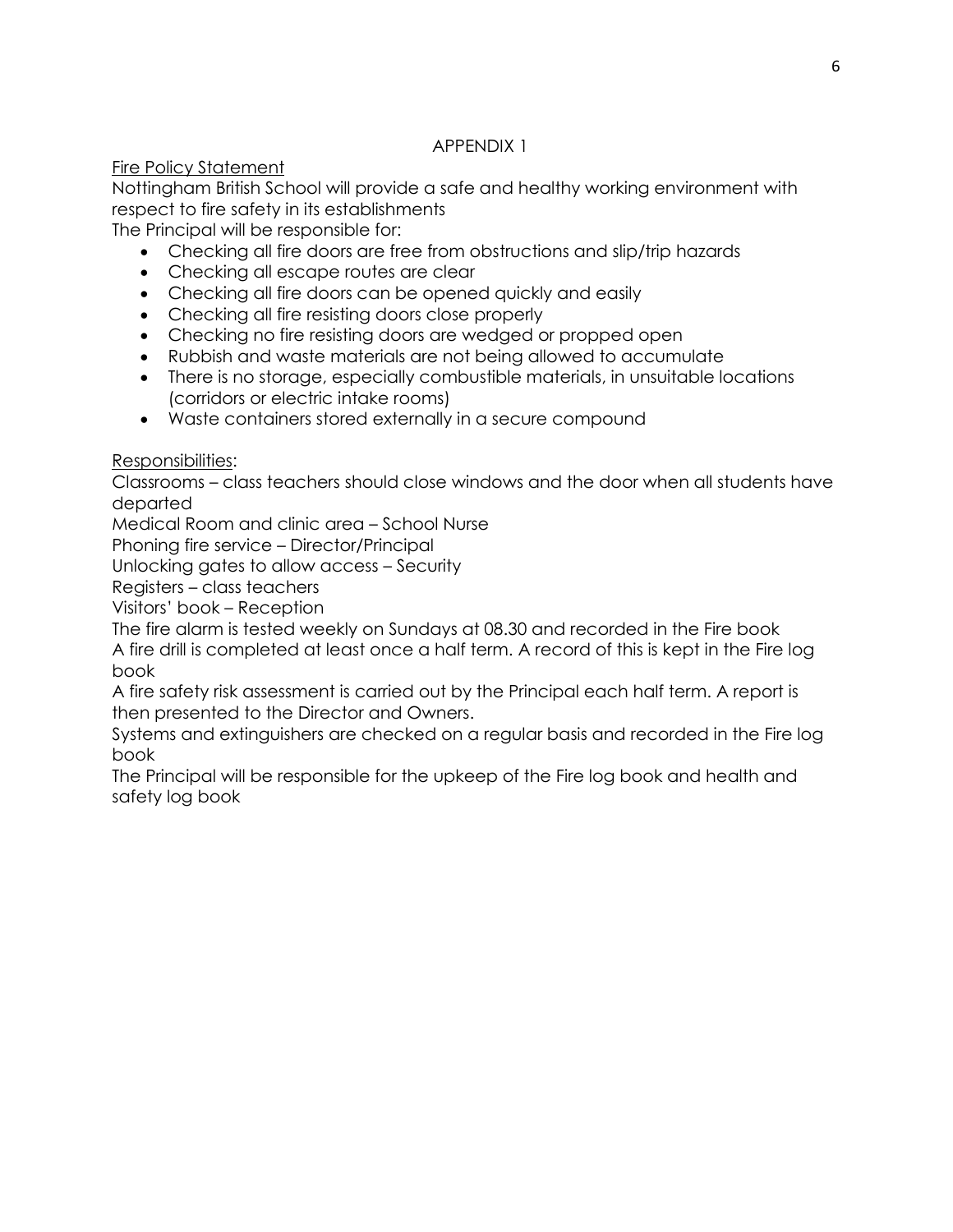## APPENDIX 1

<u>Fire Policy Statement</u>

Nottingham British School will provide a safe and healthy working environment with respect to fire safety in its establishments

The Principal will be responsible for:

- Checking all fire doors are free from obstructions and slip/trip hazards
- Checking all escape routes are clear
- Checking all fire doors can be opened quickly and easily
- Checking all fire resisting doors close properly
- Checking no fire resisting doors are wedged or propped open
- Rubbish and waste materials are not being allowed to accumulate
- There is no storage, especially combustible materials, in unsuitable locations (corridors or electric intake rooms)
- Waste containers stored externally in a secure compound

<u>Responsibilities</u>:

Classrooms – class teachers should close windows and the door when all students have departed

Medical Room and clinic area – School Nurse

Phoning fire service – Director/Principal

Unlocking gates to allow access – Security

Registers – class teachers

Visitors' book – Reception

The fire alarm is tested weekly on Sundays at 08.30 and recorded in the Fire book

A fire drill is completed at least once a half term. A record of this is kept in the Fire log book

A fire safety risk assessment is carried out by the Principal each half term. A report is then presented to the Director and Owners.

Systems and extinguishers are checked on a regular basis and recorded in the Fire log book

The Principal will be responsible for the upkeep of the Fire log book and health and safety log book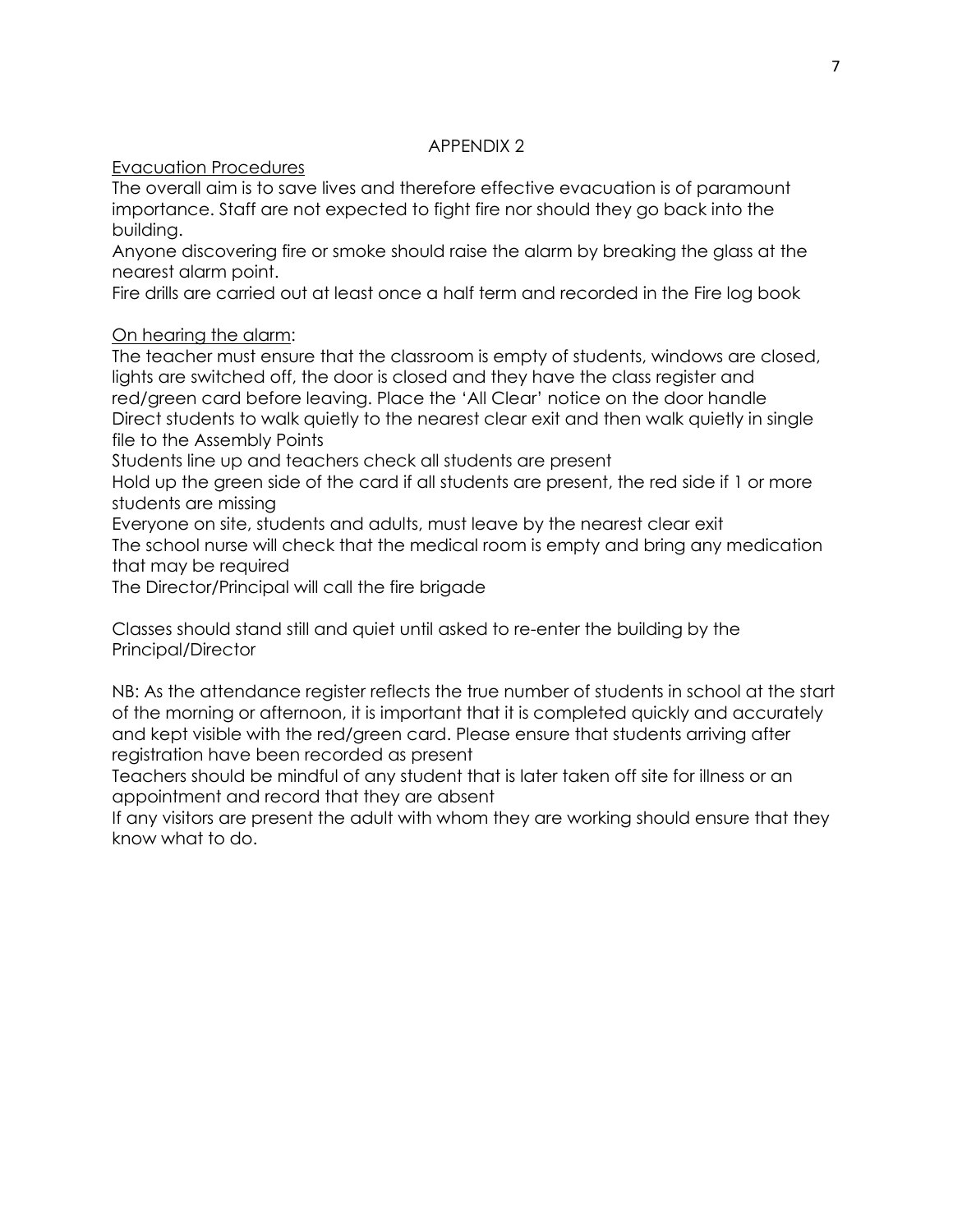## APPENDIX 2

Evacuation Procedures

The overall aim is to save lives and therefore effective evacuation is of paramount importance. Staff are not expected to fight fire nor should they go back into the building.

Anyone discovering fire or smoke should raise the alarm by breaking the glass at the nearest alarm point.

Fire drills are carried out at least once a half term and recorded in the Fire log book

On hearing the alarm:

The teacher must ensure that the classroom is empty of students, windows are closed, lights are switched off, the door is closed and they have the class register and red/green card before leaving. Place the 'All Clear' notice on the door handle

Direct students to walk quietly to the nearest clear exit and then walk quietly in single file to the Assembly Points

Students line up and teachers check all students are present

Hold up the green side of the card if all students are present, the red side if 1 or more students are missing

Everyone on site, students and adults, must leave by the nearest clear exit

The school nurse will check that the medical room is empty and bring any medication that may be required

The Director/Principal will call the fire brigade

Classes should stand still and quiet until asked to re-enter the building by the Principal/Director

NB: As the attendance register reflects the true number of students in school at the start of the morning or afternoon, it is important that it is completed quickly and accurately and kept visible with the red/green card. Please ensure that students arriving after registration have been recorded as present

Teachers should be mindful of any student that is later taken off site for illness or an appointment and record that they are absent

If any visitors are present the adult with whom they are working should ensure that they know what to do.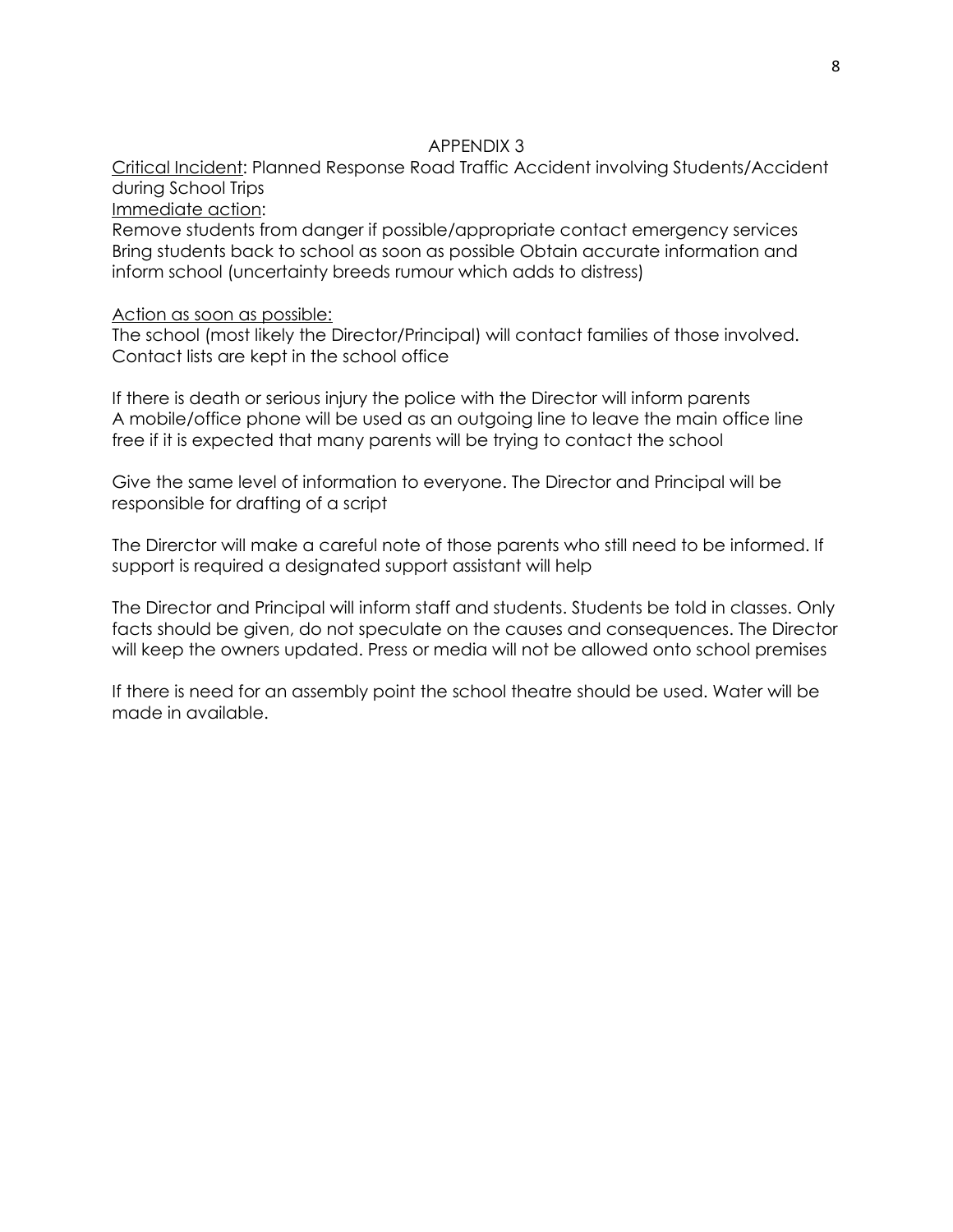## APPENDIX 3

<u>Critical Incident</u>: Planned Response Road Traffic Accident involving Students/Accident during School Trips

<u>Immediate action</u>:

Remove students from danger if possible/appropriate contact emergency services
Bring students back to school as soon as possible Obtain accurate information and inform school (uncertainty breeds rumour which adds to distress)

<u>Action as soon as possible:</u>

The school (most likely the Director/Principal) will contact families of those involved. Contact lists are kept in the school office

If there is death or serious injury the police with the Director will inform parents
A mobile/office phone will be used as an outgoing line to leave the main office line free if it is expected that many parents will be trying to contact the school

Give the same level of information to everyone. The Director and Principal will be responsible for drafting of a script

The Direrctor will make a careful note of those parents who still need to be informed. If support is required a designated support assistant will help

The Director and Principal will inform staff and students. Students be told in classes. Only facts should be given, do not speculate on the causes and consequences. The Director will keep the owners updated. Press or media will not be allowed onto school premises

If there is need for an assembly point the school theatre should be used. Water will be made in available.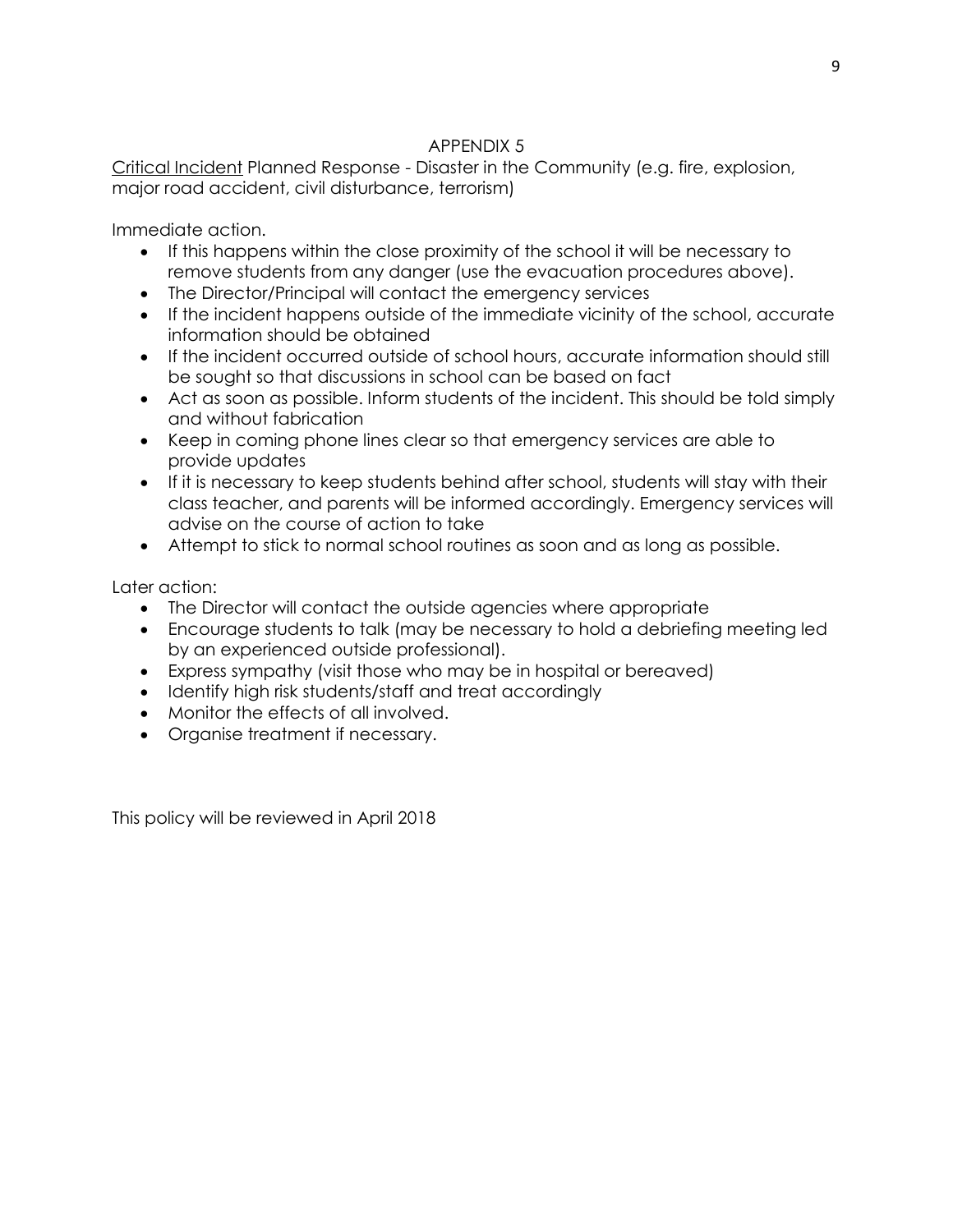## APPENDIX 5

Critical Incident Planned Response - Disaster in the Community (e.g. fire, explosion, major road accident, civil disturbance, terrorism)

Immediate action.

- If this happens within the close proximity of the school it will be necessary to remove students from any danger (use the evacuation procedures above).
- The Director/Principal will contact the emergency services
- If the incident happens outside of the immediate vicinity of the school, accurate information should be obtained
- If the incident occurred outside of school hours, accurate information should still be sought so that discussions in school can be based on fact
- Act as soon as possible. Inform students of the incident. This should be told simply and without fabrication
- Keep in coming phone lines clear so that emergency services are able to provide updates
- If it is necessary to keep students behind after school, students will stay with their class teacher, and parents will be informed accordingly. Emergency services will advise on the course of action to take
- Attempt to stick to normal school routines as soon and as long as possible.

Later action:

- The Director will contact the outside agencies where appropriate
- Encourage students to talk (may be necessary to hold a debriefing meeting led by an experienced outside professional).
- Express sympathy (visit those who may be in hospital or bereaved)
- Identify high risk students/staff and treat accordingly
- Monitor the effects of all involved.
- Organise treatment if necessary.

This policy will be reviewed in April 2018